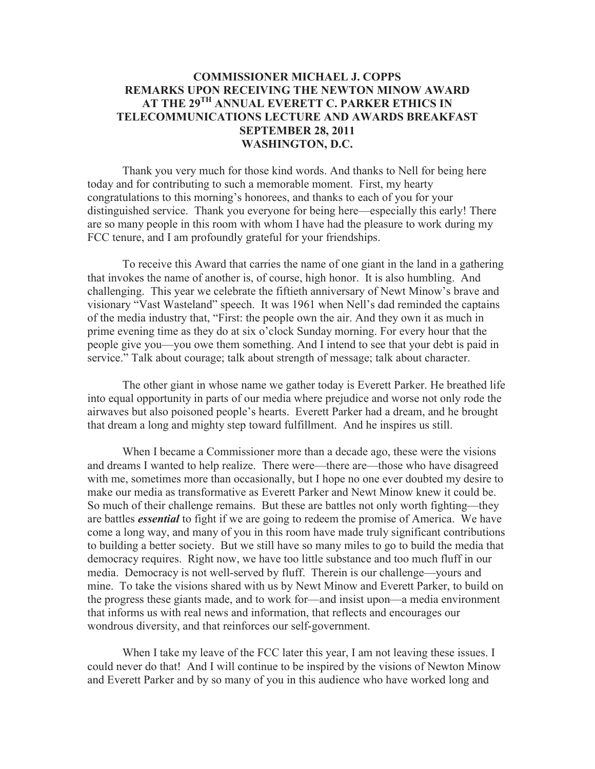# COMMISSIONER MICHAEL J. COPPS
## REMARKS UPON RECEIVING THE NEWTON MINOW AWARD AT THE 29TH ANNUAL EVERETT C. PARKER ETHICS IN TELECOMMUNICATIONS LECTURE AND AWARDS BREAKFAST
## SEPTEMBER 28, 2011
## WASHINGTON, D.C.

Thank you very much for those kind words. And thanks to Nell for being here today and for contributing to such a memorable moment. First, my hearty congratulations to this morning's honorees, and thanks to each of you for your distinguished service. Thank you everyone for being here—especially this early! There are so many people in this room with whom I have had the pleasure to work during my FCC tenure, and I am profoundly grateful for your friendships.

To receive this Award that carries the name of one giant in the land in a gathering that invokes the name of another is, of course, high honor. It is also humbling. And challenging. This year we celebrate the fiftieth anniversary of Newt Minow's brave and visionary "Vast Wasteland" speech. It was 1961 when Nell's dad reminded the captains of the media industry that, "First: the people own the air. And they own it as much in prime evening time as they do at six o'clock Sunday morning. For every hour that the people give you—you owe them something. And I intend to see that your debt is paid in service." Talk about courage; talk about strength of message; talk about character.

The other giant in whose name we gather today is Everett Parker. He breathed life into equal opportunity in parts of our media where prejudice and worse not only rode the airwaves but also poisoned people's hearts. Everett Parker had a dream, and he brought that dream a long and mighty step toward fulfillment. And he inspires us still.

When I became a Commissioner more than a decade ago, these were the visions and dreams I wanted to help realize. There were—there are—those who have disagreed with me, sometimes more than occasionally, but I hope no one ever doubted my desire to make our media as transformative as Everett Parker and Newt Minow knew it could be. So much of their challenge remains. But these are battles not only worth fighting—they are battles ***essential*** to fight if we are going to redeem the promise of America. We have come a long way, and many of you in this room have made truly significant contributions to building a better society. But we still have so many miles to go to build the media that democracy requires. Right now, we have too little substance and too much fluff in our media. Democracy is not well-served by fluff. Therein is our challenge—yours and mine. To take the visions shared with us by Newt Minow and Everett Parker, to build on the progress these giants made, and to work for—and insist upon—a media environment that informs us with real news and information, that reflects and encourages our wondrous diversity, and that reinforces our self-government.

When I take my leave of the FCC later this year, I am not leaving these issues. I could never do that! And I will continue to be inspired by the visions of Newton Minow and Everett Parker and by so many of you in this audience who have worked long and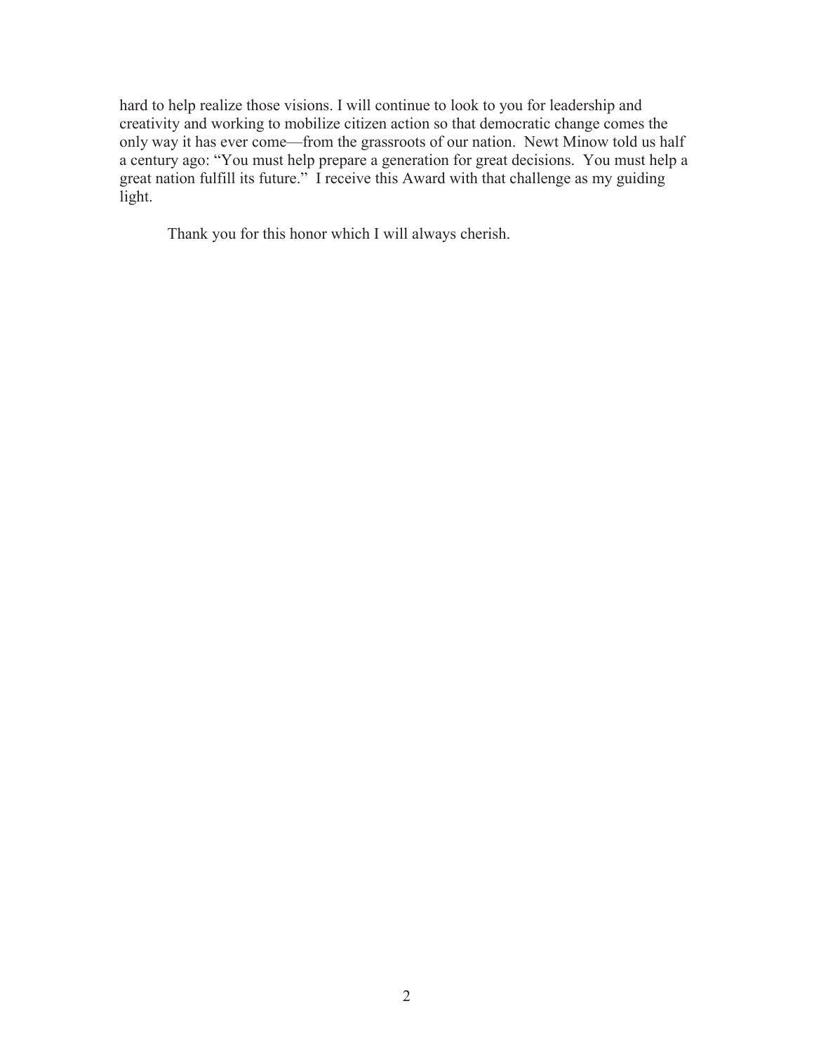hard to help realize those visions. I will continue to look to you for leadership and creativity and working to mobilize citizen action so that democratic change comes the only way it has ever come—from the grassroots of our nation. Newt Minow told us half a century ago: "You must help prepare a generation for great decisions. You must help a great nation fulfill its future." I receive this Award with that challenge as my guiding light.

Thank you for this honor which I will always cherish.